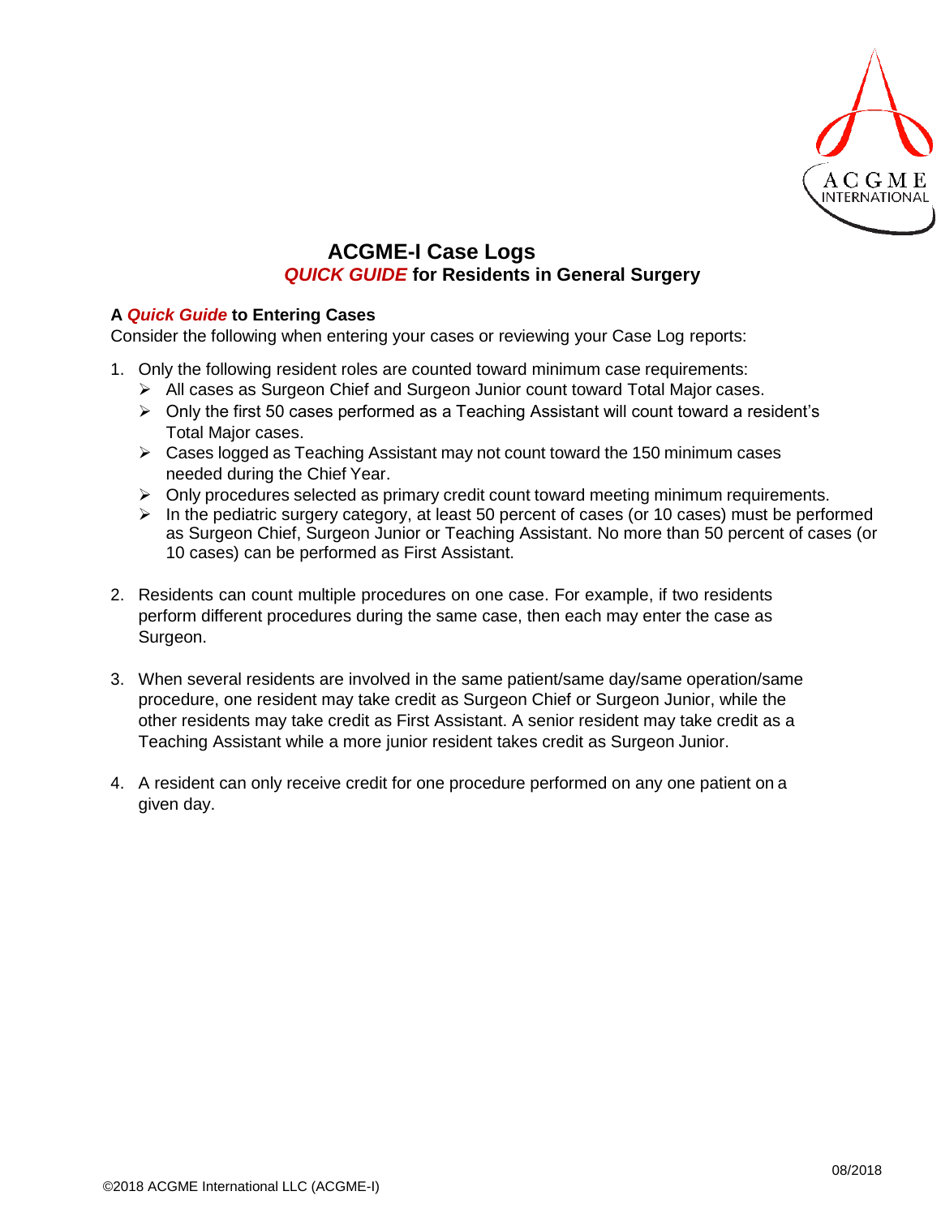# ACGME-I Case Logs

## *QUICK GUIDE* for Residents in General Surgery

### A *Quick Guide* to Entering Cases

Consider the following when entering your cases or reviewing your Case Log reports:

1. Only the following resident roles are counted toward minimum case requirements:
   - All cases as Surgeon Chief and Surgeon Junior count toward Total Major cases.
   - Only the first 50 cases performed as a Teaching Assistant will count toward a resident's Total Major cases.
   - Cases logged as Teaching Assistant may not count toward the 150 minimum cases needed during the Chief Year.
   - Only procedures selected as primary credit count toward meeting minimum requirements.
   - In the pediatric surgery category, at least 50 percent of cases (or 10 cases) must be performed as Surgeon Chief, Surgeon Junior or Teaching Assistant. No more than 50 percent of cases (or 10 cases) can be performed as First Assistant.

2. Residents can count multiple procedures on one case. For example, if two residents perform different procedures during the same case, then each may enter the case as Surgeon.

3. When several residents are involved in the same patient/same day/same operation/same procedure, one resident may take credit as Surgeon Chief or Surgeon Junior, while the other residents may take credit as First Assistant. A senior resident may take credit as a Teaching Assistant while a more junior resident takes credit as Surgeon Junior.

4. A resident can only receive credit for one procedure performed on any one patient on a given day.

08/2018

©2018 ACGME International LLC (ACGME-I)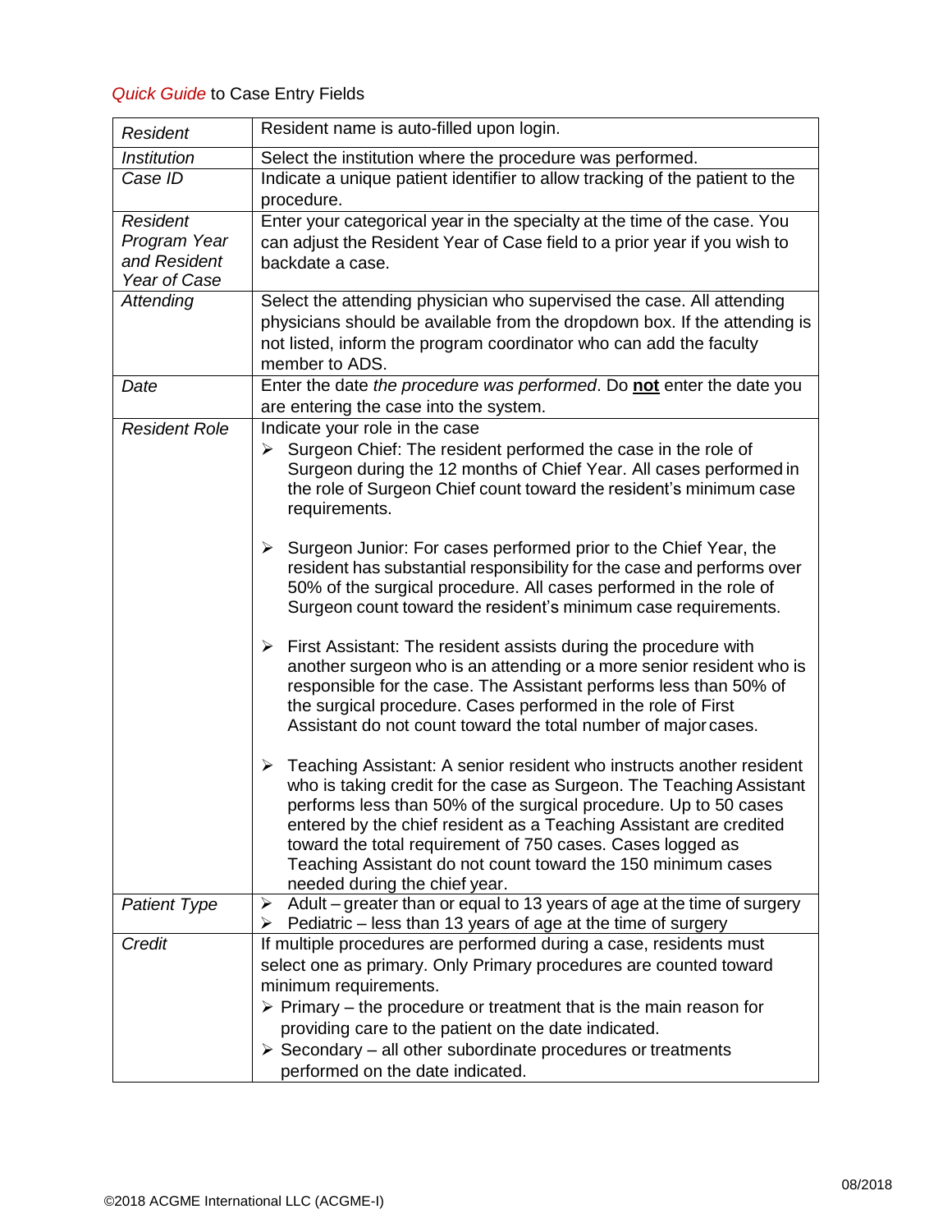*Quick Guide* to Case Entry Fields

| | |
|---|---|
| *Resident* | Resident name is auto-filled upon login. |
| *Institution* | Select the institution where the procedure was performed. |
| *Case ID* | Indicate a unique patient identifier to allow tracking of the patient to the procedure. |
| *Resident Program Year and Resident Year of Case* | Enter your categorical year in the specialty at the time of the case. You can adjust the Resident Year of Case field to a prior year if you wish to backdate a case. |
| *Attending* | Select the attending physician who supervised the case. All attending physicians should be available from the dropdown box. If the attending is not listed, inform the program coordinator who can add the faculty member to ADS. |
| *Date* | Enter the date *the procedure was performed*. Do **not** enter the date you are entering the case into the system. |
| *Resident Role* | Indicate your role in the case<br>➢ Surgeon Chief: The resident performed the case in the role of Surgeon during the 12 months of Chief Year. All cases performed in the role of Surgeon Chief count toward the resident's minimum case requirements.<br><br>➢ Surgeon Junior: For cases performed prior to the Chief Year, the resident has substantial responsibility for the case and performs over 50% of the surgical procedure. All cases performed in the role of Surgeon count toward the resident's minimum case requirements.<br><br>➢ First Assistant: The resident assists during the procedure with another surgeon who is an attending or a more senior resident who is responsible for the case. The Assistant performs less than 50% of the surgical procedure. Cases performed in the role of First Assistant do not count toward the total number of major cases.<br><br>➢ Teaching Assistant: A senior resident who instructs another resident who is taking credit for the case as Surgeon. The Teaching Assistant performs less than 50% of the surgical procedure. Up to 50 cases entered by the chief resident as a Teaching Assistant are credited toward the total requirement of 750 cases. Cases logged as Teaching Assistant do not count toward the 150 minimum cases needed during the chief year. |
| *Patient Type* | ➢ Adult – greater than or equal to 13 years of age at the time of surgery<br>➢ Pediatric – less than 13 years of age at the time of surgery |
| *Credit* | If multiple procedures are performed during a case, residents must select one as primary. Only Primary procedures are counted toward minimum requirements.<br>➢ Primary – the procedure or treatment that is the main reason for providing care to the patient on the date indicated.<br>➢ Secondary – all other subordinate procedures or treatments performed on the date indicated. |

©2018 ACGME International LLC (ACGME-I)

08/2018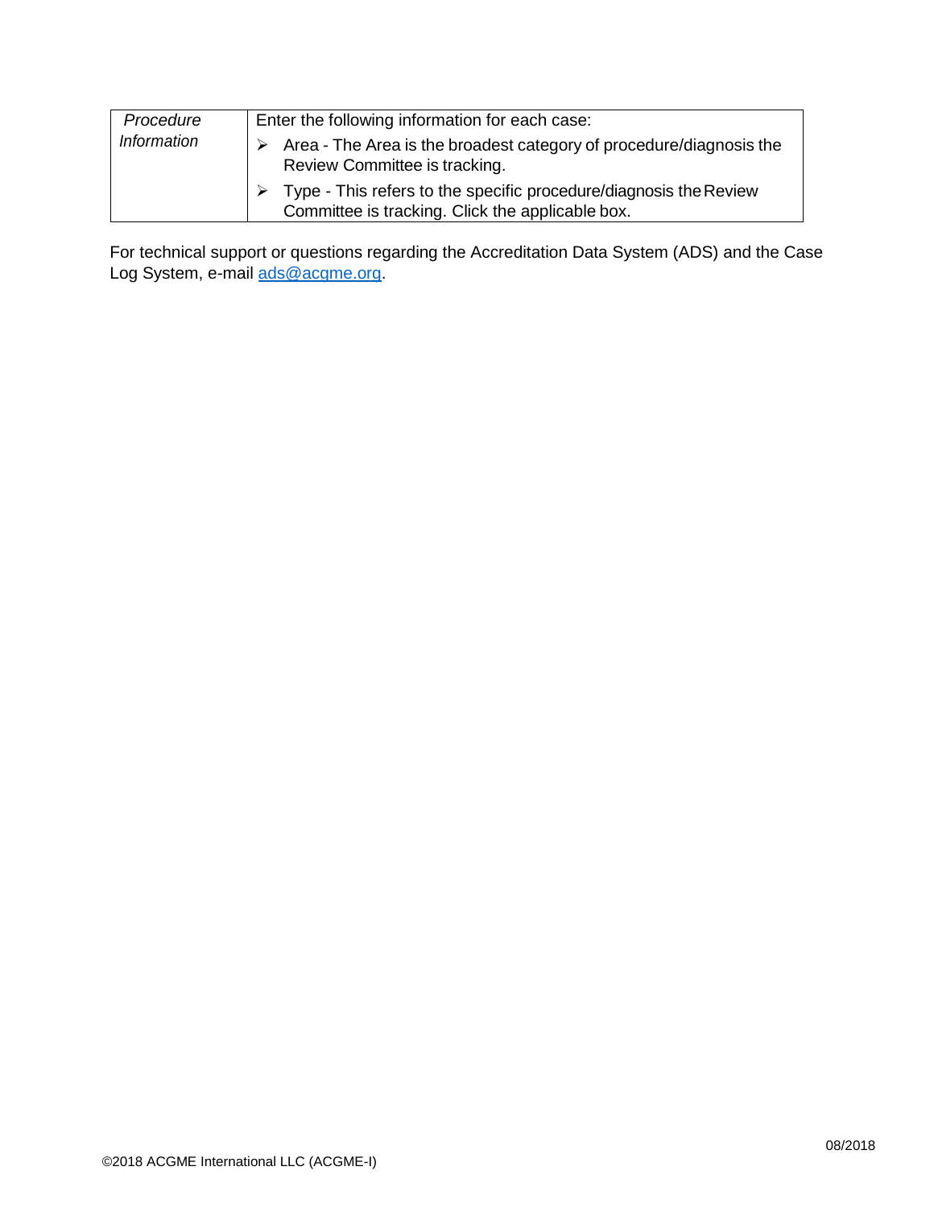| | |
|---|---|
| *Procedure Information* | Enter the following information for each case:<br>➢ Area - The Area is the broadest category of procedure/diagnosis the Review Committee is tracking.<br>➢ Type - This refers to the specific procedure/diagnosis the Review Committee is tracking. Click the applicable box. |

For technical support or questions regarding the Accreditation Data System (ADS) and the Case Log System, e-mail [ads@acgme.org](mailto:ads@acgme.org).